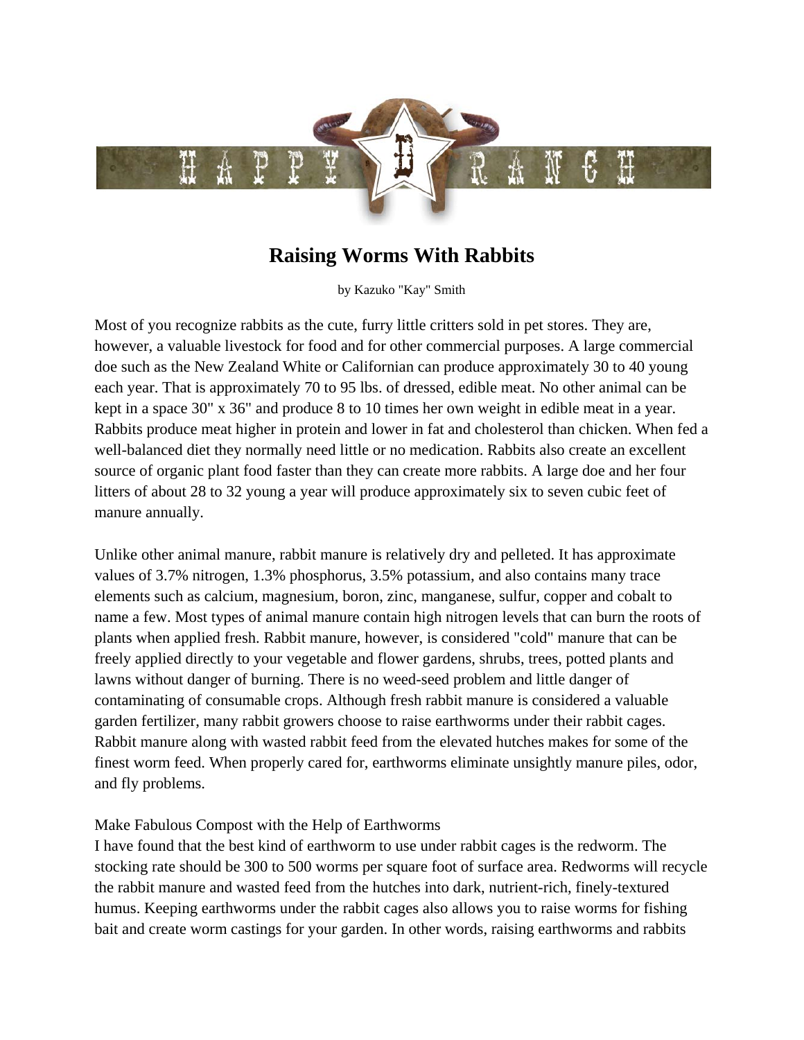# Raising Worms With Rabbits

by Kazuko "Kay" Smith

Most of you recognize rabbits as the cute, furry little critters sold in pet stores. They are, however, a valuable livestock for food and for other commercial purposes. A large commercial doe such as the New Zealand White or Californian can produce approximately 30 to 40 young each year. That is approximately 70 to 95 lbs. of dressed, edible meat. No other animal can be kept in a space 30" x 36" and produce 8 to 10 times her own weight in edible meat in a year. Rabbits produce meat higher in protein and lower in fat and cholesterol than chicken. When fed a well-balanced diet they normally need little or no medication. Rabbits also create an excellent source of organic plant food faster than they can create more rabbits. A large doe and her four litters of about 28 to 32 young a year will produce approximately six to seven cubic feet of manure annually.

Unlike other animal manure, rabbit manure is relatively dry and pelleted. It has approximate values of 3.7% nitrogen, 1.3% phosphorus, 3.5% potassium, and also contains many trace elements such as calcium, magnesium, boron, zinc, manganese, sulfur, copper and cobalt to name a few. Most types of animal manure contain high nitrogen levels that can burn the roots of plants when applied fresh. Rabbit manure, however, is considered "cold" manure that can be freely applied directly to your vegetable and flower gardens, shrubs, trees, potted plants and lawns without danger of burning. There is no weed-seed problem and little danger of contaminating of consumable crops. Although fresh rabbit manure is considered a valuable garden fertilizer, many rabbit growers choose to raise earthworms under their rabbit cages. Rabbit manure along with wasted rabbit feed from the elevated hutches makes for some of the finest worm feed. When properly cared for, earthworms eliminate unsightly manure piles, odor, and fly problems.

Make Fabulous Compost with the Help of Earthworms

I have found that the best kind of earthworm to use under rabbit cages is the redworm. The stocking rate should be 300 to 500 worms per square foot of surface area. Redworms will recycle the rabbit manure and wasted feed from the hutches into dark, nutrient-rich, finely-textured humus. Keeping earthworms under the rabbit cages also allows you to raise worms for fishing bait and create worm castings for your garden. In other words, raising earthworms and rabbits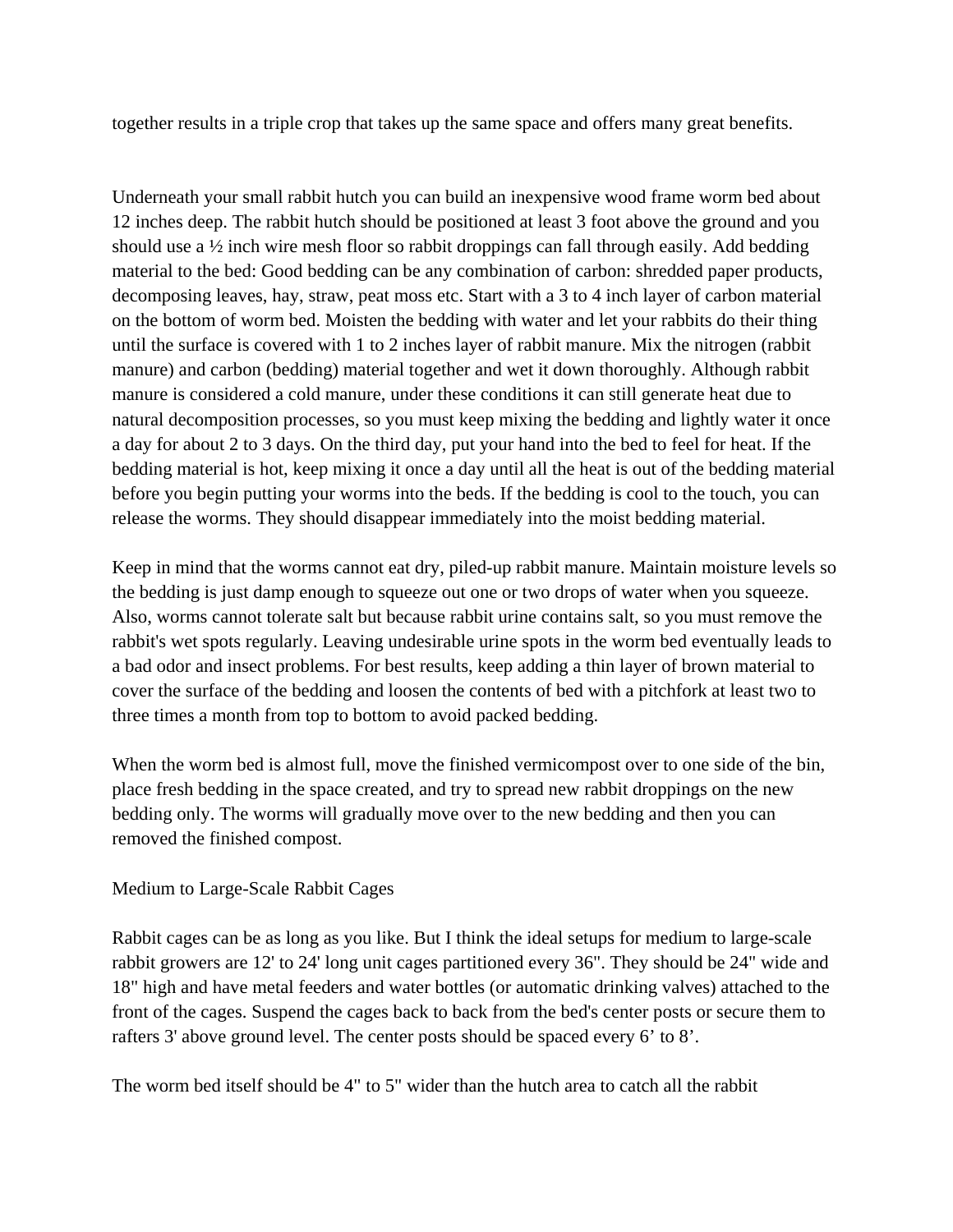together results in a triple crop that takes up the same space and offers many great benefits.

Underneath your small rabbit hutch you can build an inexpensive wood frame worm bed about 12 inches deep. The rabbit hutch should be positioned at least 3 foot above the ground and you should use a ½ inch wire mesh floor so rabbit droppings can fall through easily. Add bedding material to the bed: Good bedding can be any combination of carbon: shredded paper products, decomposing leaves, hay, straw, peat moss etc. Start with a 3 to 4 inch layer of carbon material on the bottom of worm bed. Moisten the bedding with water and let your rabbits do their thing until the surface is covered with 1 to 2 inches layer of rabbit manure. Mix the nitrogen (rabbit manure) and carbon (bedding) material together and wet it down thoroughly. Although rabbit manure is considered a cold manure, under these conditions it can still generate heat due to natural decomposition processes, so you must keep mixing the bedding and lightly water it once a day for about 2 to 3 days. On the third day, put your hand into the bed to feel for heat. If the bedding material is hot, keep mixing it once a day until all the heat is out of the bedding material before you begin putting your worms into the beds. If the bedding is cool to the touch, you can release the worms. They should disappear immediately into the moist bedding material.

Keep in mind that the worms cannot eat dry, piled-up rabbit manure. Maintain moisture levels so the bedding is just damp enough to squeeze out one or two drops of water when you squeeze. Also, worms cannot tolerate salt but because rabbit urine contains salt, so you must remove the rabbit's wet spots regularly. Leaving undesirable urine spots in the worm bed eventually leads to a bad odor and insect problems. For best results, keep adding a thin layer of brown material to cover the surface of the bedding and loosen the contents of bed with a pitchfork at least two to three times a month from top to bottom to avoid packed bedding.

When the worm bed is almost full, move the finished vermicompost over to one side of the bin, place fresh bedding in the space created, and try to spread new rabbit droppings on the new bedding only. The worms will gradually move over to the new bedding and then you can removed the finished compost.

Medium to Large-Scale Rabbit Cages

Rabbit cages can be as long as you like. But I think the ideal setups for medium to large-scale rabbit growers are 12' to 24' long unit cages partitioned every 36". They should be 24" wide and 18" high and have metal feeders and water bottles (or automatic drinking valves) attached to the front of the cages. Suspend the cages back to back from the bed's center posts or secure them to rafters 3' above ground level. The center posts should be spaced every 6' to 8'.

The worm bed itself should be 4" to 5" wider than the hutch area to catch all the rabbit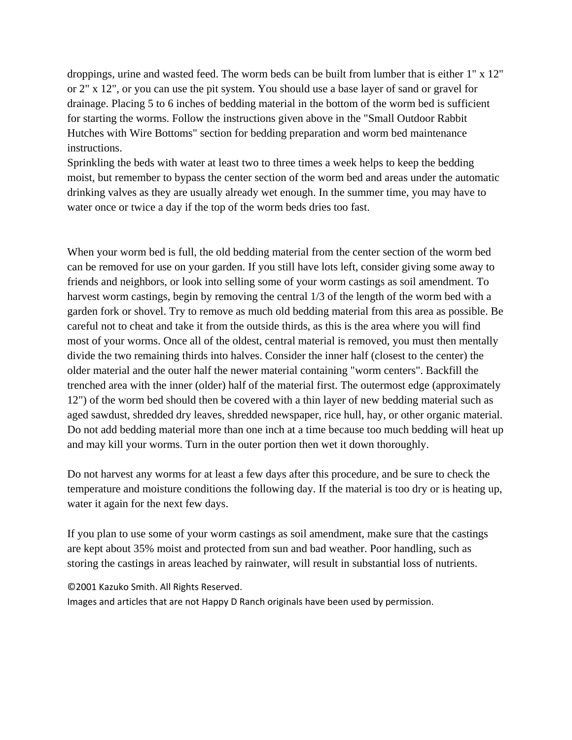droppings, urine and wasted feed. The worm beds can be built from lumber that is either 1" x 12" or 2" x 12", or you can use the pit system. You should use a base layer of sand or gravel for drainage. Placing 5 to 6 inches of bedding material in the bottom of the worm bed is sufficient for starting the worms. Follow the instructions given above in the "Small Outdoor Rabbit Hutches with Wire Bottoms" section for bedding preparation and worm bed maintenance instructions.

Sprinkling the beds with water at least two to three times a week helps to keep the bedding moist, but remember to bypass the center section of the worm bed and areas under the automatic drinking valves as they are usually already wet enough. In the summer time, you may have to water once or twice a day if the top of the worm beds dries too fast.

When your worm bed is full, the old bedding material from the center section of the worm bed can be removed for use on your garden. If you still have lots left, consider giving some away to friends and neighbors, or look into selling some of your worm castings as soil amendment. To harvest worm castings, begin by removing the central 1/3 of the length of the worm bed with a garden fork or shovel. Try to remove as much old bedding material from this area as possible. Be careful not to cheat and take it from the outside thirds, as this is the area where you will find most of your worms. Once all of the oldest, central material is removed, you must then mentally divide the two remaining thirds into halves. Consider the inner half (closest to the center) the older material and the outer half the newer material containing "worm centers". Backfill the trenched area with the inner (older) half of the material first. The outermost edge (approximately 12") of the worm bed should then be covered with a thin layer of new bedding material such as aged sawdust, shredded dry leaves, shredded newspaper, rice hull, hay, or other organic material. Do not add bedding material more than one inch at a time because too much bedding will heat up and may kill your worms. Turn in the outer portion then wet it down thoroughly.

Do not harvest any worms for at least a few days after this procedure, and be sure to check the temperature and moisture conditions the following day. If the material is too dry or is heating up, water it again for the next few days.

If you plan to use some of your worm castings as soil amendment, make sure that the castings are kept about 35% moist and protected from sun and bad weather. Poor handling, such as storing the castings in areas leached by rainwater, will result in substantial loss of nutrients.

©2001 Kazuko Smith. All Rights Reserved.
Images and articles that are not Happy D Ranch originals have been used by permission.